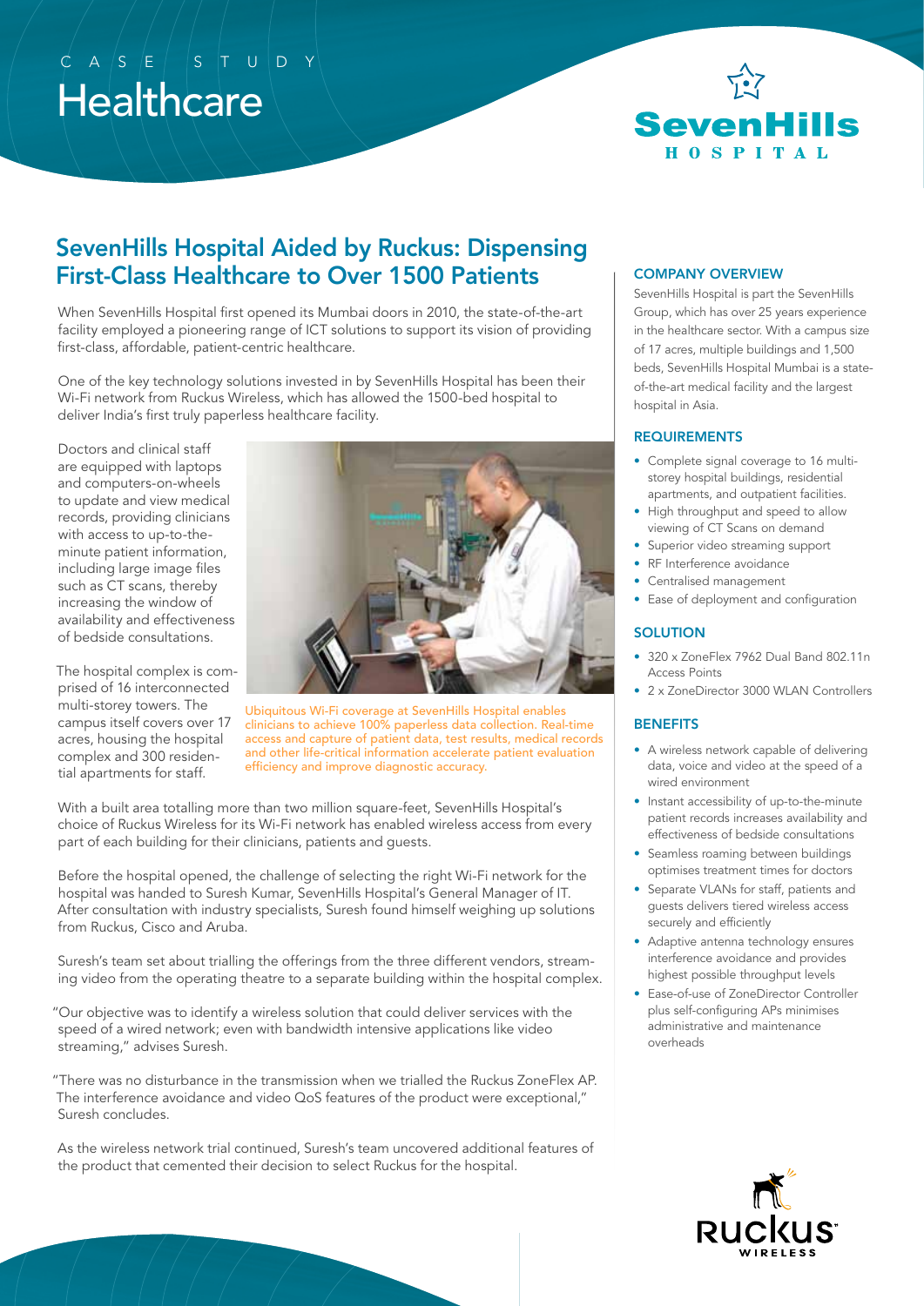CASE STUDY

# Healthcare

SevenHills HOSPITAL

## SevenHills Hospital Aided by Ruckus: Dispensing First-Class Healthcare to Over 1500 Patients

When SevenHills Hospital first opened its Mumbai doors in 2010, the state-of-the-art facility employed a pioneering range of ICT solutions to support its vision of providing first-class, affordable, patient-centric healthcare.

One of the key technology solutions invested in by SevenHills Hospital has been their Wi-Fi network from Ruckus Wireless, which has allowed the 1500-bed hospital to deliver India's first truly paperless healthcare facility.

Doctors and clinical staff are equipped with laptops and computers-on-wheels to update and view medical records, providing clinicians with access to up-to-the-minute patient information, including large image files such as CT scans, thereby increasing the window of availability and effectiveness of bedside consultations.

The hospital complex is comprised of 16 interconnected multi-storey towers. The campus itself covers over 17 acres, housing the hospital complex and 300 residential apartments for staff.

Ubiquitous Wi-Fi coverage at SevenHills Hospital enables clinicians to achieve 100% paperless data collection. Real-time access and capture of patient data, test results, medical records and other life-critical information accelerate patient evaluation efficiency and improve diagnostic accuracy.

With a built area totalling more than two million square-feet, SevenHills Hospital's choice of Ruckus Wireless for its Wi-Fi network has enabled wireless access from every part of each building for their clinicians, patients and guests.

Before the hospital opened, the challenge of selecting the right Wi-Fi network for the hospital was handed to Suresh Kumar, SevenHills Hospital's General Manager of IT. After consultation with industry specialists, Suresh found himself weighing up solutions from Ruckus, Cisco and Aruba.

Suresh's team set about trialling the offerings from the three different vendors, streaming video from the operating theatre to a separate building within the hospital complex.

"Our objective was to identify a wireless solution that could deliver services with the speed of a wired network; even with bandwidth intensive applications like video streaming," advises Suresh.

"There was no disturbance in the transmission when we trialled the Ruckus ZoneFlex AP. The interference avoidance and video QoS features of the product were exceptional," Suresh concludes.

As the wireless network trial continued, Suresh's team uncovered additional features of the product that cemented their decision to select Ruckus for the hospital.

### COMPANY OVERVIEW

SevenHills Hospital is part the SevenHills Group, which has over 25 years experience in the healthcare sector. With a campus size of 17 acres, multiple buildings and 1,500 beds, SevenHills Hospital Mumbai is a state-of-the-art medical facility and the largest hospital in Asia.

### REQUIREMENTS

- Complete signal coverage to 16 multi-storey hospital buildings, residential apartments, and outpatient facilities.
- High throughput and speed to allow viewing of CT Scans on demand
- Superior video streaming support
- RF Interference avoidance
- Centralised management
- Ease of deployment and configuration

### SOLUTION

- 320 x ZoneFlex 7962 Dual Band 802.11n Access Points
- 2 x ZoneDirector 3000 WLAN Controllers

### BENEFITS

- A wireless network capable of delivering data, voice and video at the speed of a wired environment
- Instant accessibility of up-to-the-minute patient records increases availability and effectiveness of bedside consultations
- Seamless roaming between buildings optimises treatment times for doctors
- Separate VLANs for staff, patients and guests delivers tiered wireless access securely and efficiently
- Adaptive antenna technology ensures interference avoidance and provides highest possible throughput levels
- Ease-of-use of ZoneDirector Controller plus self-configuring APs minimises administrative and maintenance overheads

RUCKUS WIRELESS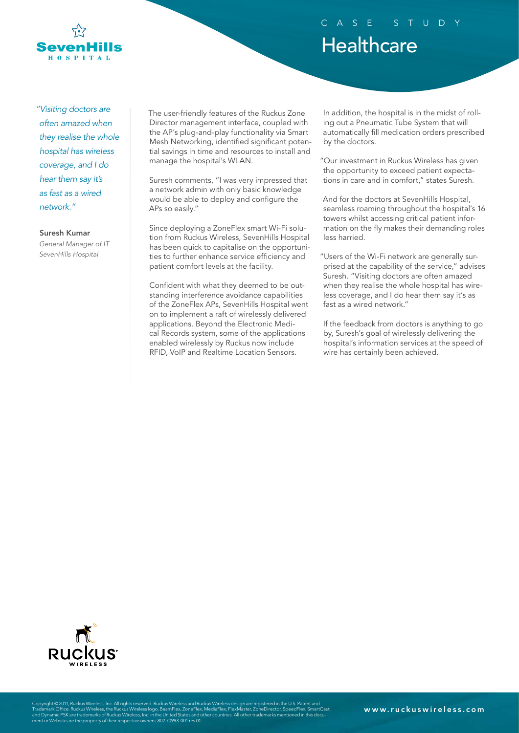# CASE STUDY

# Healthcare

*"Visiting doctors are often amazed when they realise the whole hospital has wireless coverage, and I do hear them say it's as fast as a wired network."*

**Suresh Kumar**
*General Manager of IT*
*SevenHills Hospital*

The user-friendly features of the Ruckus Zone Director management interface, coupled with the AP's plug-and-play functionality via Smart Mesh Networking, identified significant potential savings in time and resources to install and manage the hospital's WLAN.

Suresh comments, "I was very impressed that a network admin with only basic knowledge would be able to deploy and configure the APs so easily."

Since deploying a ZoneFlex smart Wi-Fi solution from Ruckus Wireless, SevenHills Hospital has been quick to capitalise on the opportunities to further enhance service efficiency and patient comfort levels at the facility.

Confident with what they deemed to be outstanding interference avoidance capabilities of the ZoneFlex APs, SevenHills Hospital went on to implement a raft of wirelessly delivered applications. Beyond the Electronic Medical Records system, some of the applications enabled wirelessly by Ruckus now include RFID, VoIP and Realtime Location Sensors.

In addition, the hospital is in the midst of rolling out a Pneumatic Tube System that will automatically fill medication orders prescribed by the doctors.

"Our investment in Ruckus Wireless has given the opportunity to exceed patient expectations in care and in comfort," states Suresh.

And for the doctors at SevenHills Hospital, seamless roaming throughout the hospital's 16 towers whilst accessing critical patient information on the fly makes their demanding roles less harried.

"Users of the Wi-Fi network are generally surprised at the capability of the service," advises Suresh. "Visiting doctors are often amazed when they realise the whole hospital has wireless coverage, and I do hear them say it's as fast as a wired network."

If the feedback from doctors is anything to go by, Suresh's goal of wirelessly delivering the hospital's information services at the speed of wire has certainly been achieved.

Copyright © 2011, Ruckus Wireless, Inc. All rights reserved. Ruckus Wireless and Ruckus Wireless design are registered in the U.S. Patent and Trademark Office. Ruckus Wireless, the Ruckus Wireless logo, BeamFlex, ZoneFlex, MediaFlex, FlexMaster, ZoneDirector, SpeedFlex, SmartCast, and Dynamic PSK are trademarks of Ruckus Wireless, Inc. in the United States and other countries. All other trademarks mentioned in this document or Website are the property of their respective owners. 802-70993-001 rev 01

www.ruckuswireless.com